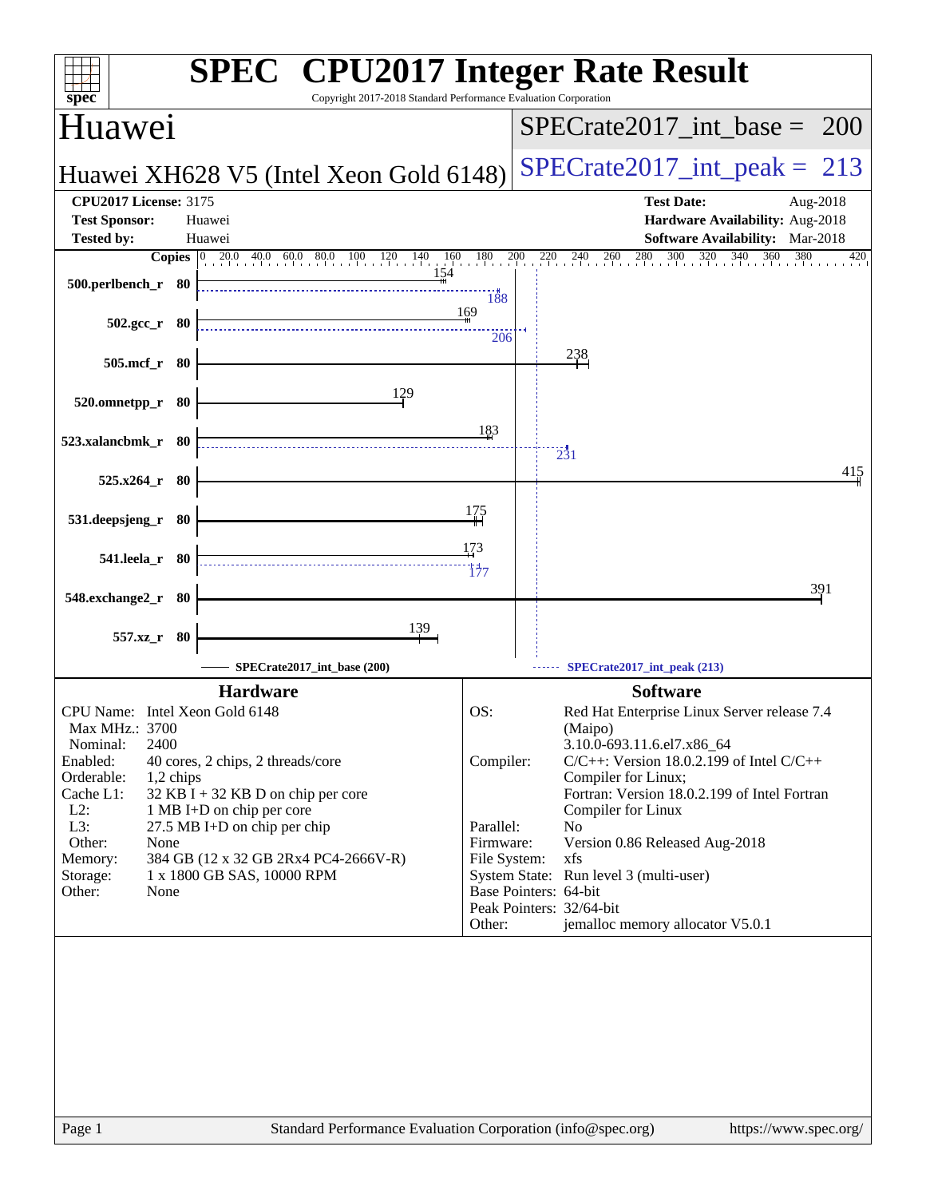# SPEC CPU2017 Integer Rate Result

Copyright 2017-2018 Standard Performance Evaluation Corporation

## Huawei

**Huawei XH628 V5 (Intel Xeon Gold 6148)**

SPECrate2017_int_base = 200

SPECrate2017_int_peak = 213

| | | | |
|---|---|---|---|
| **CPU2017 License:** | 3175 | **Test Date:** | Aug-2018 |
| **Test Sponsor:** | Huawei | **Hardware Availability:** | Aug-2018 |
| **Tested by:** | Huawei | **Software Availability:** | Mar-2018 |

| Benchmark | Copies | Base | Peak |
|---|---|---|---|
| 500.perlbench_r | 80 | 154 | 188 |
| 502.gcc_r | 80 | 169 | 206 |
| 505.mcf_r | 80 | 238 | |
| 520.omnetpp_r | 80 | 129 | |
| 523.xalancbmk_r | 80 | 183 | 231 |
| 525.x264_r | 80 | 415 | |
| 531.deepsjeng_r | 80 | 175 | |
| 541.leela_r | 80 | 173 | 177 |
| 548.exchange2_r | 80 | 391 | |
| 557.xz_r | 80 | 139 | |

SPECrate2017_int_base (200) ------ SPECrate2017_int_peak (213)

### Hardware

| | |
|---|---|
| CPU Name: | Intel Xeon Gold 6148 |
| Max MHz.: | 3700 |
| Nominal: | 2400 |
| Enabled: | 40 cores, 2 chips, 2 threads/core |
| Orderable: | 1,2 chips |
| Cache L1: | 32 KB I + 32 KB D on chip per core |
| L2: | 1 MB I+D on chip per core |
| L3: | 27.5 MB I+D on chip per chip |
| Other: | None |
| Memory: | 384 GB (12 x 32 GB 2Rx4 PC4-2666V-R) |
| Storage: | 1 x 1800 GB SAS, 10000 RPM |
| Other: | None |

### Software

| | |
|---|---|
| OS: | Red Hat Enterprise Linux Server release 7.4 (Maipo) 3.10.0-693.11.6.el7.x86_64 |
| Compiler: | C/C++: Version 18.0.2.199 of Intel C/C++ Compiler for Linux; Fortran: Version 18.0.2.199 of Intel Fortran Compiler for Linux |
| Parallel: | No |
| Firmware: | Version 0.86 Released Aug-2018 |
| File System: | xfs |
| System State: | Run level 3 (multi-user) |
| Base Pointers: | 64-bit |
| Peak Pointers: | 32/64-bit |
| Other: | jemalloc memory allocator V5.0.1 |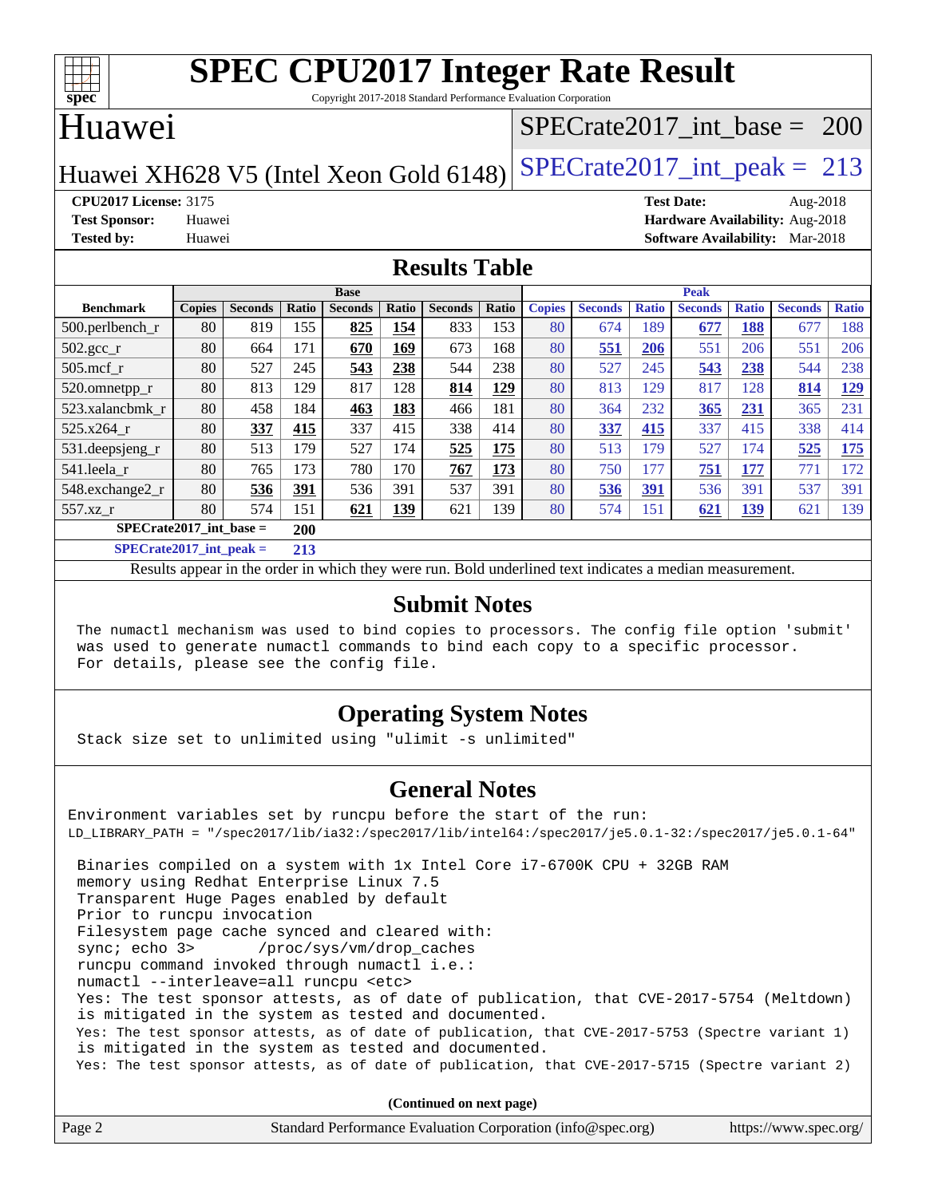# SPEC CPU2017 Integer Rate Result

Copyright 2017-2018 Standard Performance Evaluation Corporation

## Huawei

**SPECrate2017_int_base = 200**

Huawei XH628 V5 (Intel Xeon Gold 6148)

**SPECrate2017_int_peak = 213**

**CPU2017 License:** 3175
**Test Sponsor:** Huawei
**Tested by:** Huawei

**Test Date:** Aug-2018
**Hardware Availability:** Aug-2018
**Software Availability:** Mar-2018

## Results Table

| | Base | | | | | | | Peak | | | | | | |
|---|---|---|---|---|---|---|---|---|---|---|---|---|---|---|
| **Benchmark** | **Copies** | **Seconds** | **Ratio** | **Seconds** | **Ratio** | **Seconds** | **Ratio** | **Copies** | **Seconds** | **Ratio** | **Seconds** | **Ratio** | **Seconds** | **Ratio** |
| 500.perlbench_r | 80 | 819 | 155 | **825** | **154** | 833 | 153 | 80 | 674 | 189 | **677** | **188** | 677 | 188 |
| 502.gcc_r | 80 | 664 | 171 | **670** | **169** | 673 | 168 | 80 | **551** | **206** | 551 | 206 | 551 | 206 |
| 505.mcf_r | 80 | 527 | 245 | **543** | **238** | 544 | 238 | 80 | 527 | 245 | **543** | **238** | 544 | 238 |
| 520.omnetpp_r | 80 | 813 | 129 | 817 | 128 | **814** | **129** | 80 | 813 | 129 | 817 | 128 | **814** | **129** |
| 523.xalancbmk_r | 80 | 458 | 184 | **463** | **183** | 466 | 181 | 80 | 364 | 232 | **365** | **231** | 365 | 231 |
| 525.x264_r | 80 | **337** | **415** | 337 | 415 | 338 | 414 | 80 | **337** | **415** | 337 | 415 | 338 | 414 |
| 531.deepsjeng_r | 80 | 513 | 179 | 527 | 174 | **525** | **175** | 80 | 513 | 179 | 527 | 174 | **525** | **175** |
| 541.leela_r | 80 | 765 | 173 | 780 | 170 | **767** | **173** | 80 | 750 | 177 | **751** | **177** | 771 | 172 |
| 548.exchange2_r | 80 | **536** | **391** | 536 | 391 | 537 | 391 | 80 | **536** | **391** | 536 | 391 | 537 | 391 |
| 557.xz_r | 80 | 574 | 151 | **621** | **139** | 621 | 139 | 80 | 574 | 151 | **621** | **139** | 621 | 139 |

**SPECrate2017_int_base = 200**

**SPECrate2017_int_peak = 213**

Results appear in the order in which they were run. Bold underlined text indicates a median measurement.

## Submit Notes

The numactl mechanism was used to bind copies to processors. The config file option 'submit' was used to generate numactl commands to bind each copy to a specific processor. For details, please see the config file.

## Operating System Notes

Stack size set to unlimited using "ulimit -s unlimited"

## General Notes

Environment variables set by runcpu before the start of the run:
LD_LIBRARY_PATH = "/spec2017/lib/ia32:/spec2017/lib/intel64:/spec2017/je5.0.1-32:/spec2017/je5.0.1-64"

Binaries compiled on a system with 1x Intel Core i7-6700K CPU + 32GB RAM memory using Redhat Enterprise Linux 7.5
Transparent Huge Pages enabled by default
Prior to runcpu invocation
Filesystem page cache synced and cleared with:
sync; echo 3> /proc/sys/vm/drop_caches
runcpu command invoked through numactl i.e.:
numactl --interleave=all runcpu <etc>
Yes: The test sponsor attests, as of date of publication, that CVE-2017-5754 (Meltdown) is mitigated in the system as tested and documented.
Yes: The test sponsor attests, as of date of publication, that CVE-2017-5753 (Spectre variant 1) is mitigated in the system as tested and documented.
Yes: The test sponsor attests, as of date of publication, that CVE-2017-5715 (Spectre variant 2)

**(Continued on next page)**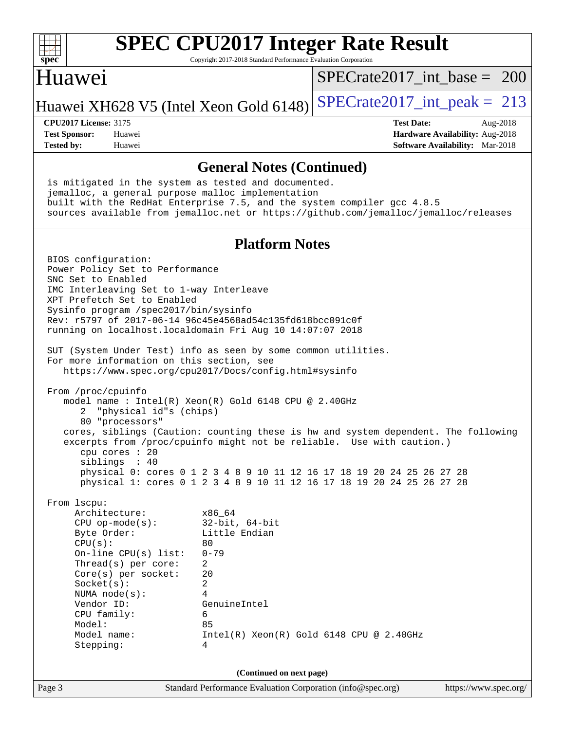## General Notes (Continued)

```
is mitigated in the system as tested and documented.
jemalloc, a general purpose malloc implementation
built with the RedHat Enterprise 7.5, and the system compiler gcc 4.8.5
sources available from jemalloc.net or https://github.com/jemalloc/jemalloc/releases
```

## Platform Notes

```
BIOS configuration:
Power Policy Set to Performance
SNC Set to Enabled
IMC Interleaving Set to 1-way Interleave
XPT Prefetch Set to Enabled
Sysinfo program /spec2017/bin/sysinfo
Rev: r5797 of 2017-06-14 96c45e4568ad54c135fd618bcc091c0f
running on localhost.localdomain Fri Aug 10 14:07:07 2018

SUT (System Under Test) info as seen by some common utilities.
For more information on this section, see
   https://www.spec.org/cpu2017/Docs/config.html#sysinfo

From /proc/cpuinfo
   model name : Intel(R) Xeon(R) Gold 6148 CPU @ 2.40GHz
      2  "physical id"s (chips)
      80 "processors"
   cores, siblings (Caution: counting these is hw and system dependent. The following
   excerpts from /proc/cpuinfo might not be reliable.  Use with caution.)
      cpu cores : 20
      siblings  : 40
      physical 0: cores 0 1 2 3 4 8 9 10 11 12 16 17 18 19 20 24 25 26 27 28
      physical 1: cores 0 1 2 3 4 8 9 10 11 12 16 17 18 19 20 24 25 26 27 28

From lscpu:
     Architecture:          x86_64
     CPU op-mode(s):        32-bit, 64-bit
     Byte Order:            Little Endian
     CPU(s):                80
     On-line CPU(s) list:   0-79
     Thread(s) per core:    2
     Core(s) per socket:    20
     Socket(s):             2
     NUMA node(s):          4
     Vendor ID:             GenuineIntel
     CPU family:            6
     Model:                 85
     Model name:            Intel(R) Xeon(R) Gold 6148 CPU @ 2.40GHz
     Stepping:              4
```

(Continued on next page)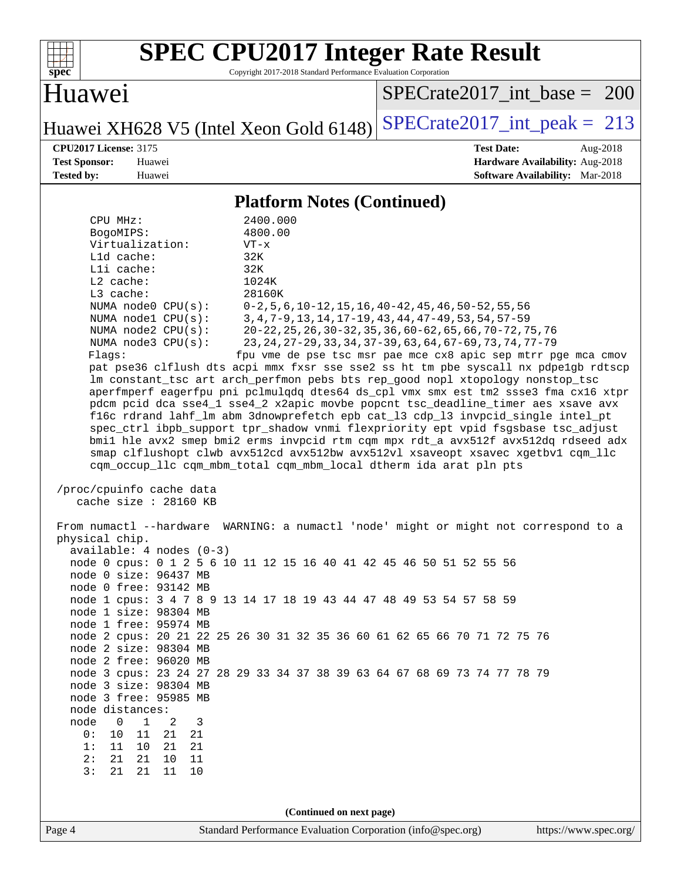# SPEC CPU2017 Integer Rate Result

Copyright 2017-2018 Standard Performance Evaluation Corporation

## Huawei

Huawei XH628 V5 (Intel Xeon Gold 6148)

SPECrate2017_int_base = 200

SPECrate2017_int_peak = 213

**CPU2017 License:** 3175
**Test Sponsor:** Huawei
**Tested by:** Huawei

**Test Date:** Aug-2018
**Hardware Availability:** Aug-2018
**Software Availability:** Mar-2018

### Platform Notes (Continued)

```
    CPU MHz:               2400.000
    BogoMIPS:              4800.00
    Virtualization:        VT-x
    L1d cache:             32K
    L1i cache:             32K
    L2 cache:              1024K
    L3 cache:              28160K
    NUMA node0 CPU(s):     0-2,5,6,10-12,15,16,40-42,45,46,50-52,55,56
    NUMA node1 CPU(s):     3,4,7-9,13,14,17-19,43,44,47-49,53,54,57-59
    NUMA node2 CPU(s):     20-22,25,26,30-32,35,36,60-62,65,66,70-72,75,76
    NUMA node3 CPU(s):     23,24,27-29,33,34,37-39,63,64,67-69,73,74,77-79
    Flags:                 fpu vme de pse tsc msr pae mce cx8 apic sep mtrr pge mca cmov
    pat pse36 clflush dts acpi mmx fxsr sse sse2 ss ht tm pbe syscall nx pdpe1gb rdtscp
    lm constant_tsc art arch_perfmon pebs bts rep_good nopl xtopology nonstop_tsc
    aperfmperf eagerfpu pni pclmulqdq dtes64 ds_cpl vmx smx est tm2 ssse3 fma cx16 xtpr
    pdcm pcid dca sse4_1 sse4_2 x2apic movbe popcnt tsc_deadline_timer aes xsave avx
    f16c rdrand lahf_lm abm 3dnowprefetch epb cat_l3 cdp_l3 invpcid_single intel_pt
    spec_ctrl ibpb_support tpr_shadow vnmi flexpriority ept vpid fsgsbase tsc_adjust
    bmi1 hle avx2 smep bmi2 erms invpcid rtm cqm mpx rdt_a avx512f avx512dq rdseed adx
    smap clflushopt clwb avx512cd avx512bw avx512vl xsaveopt xsavec xgetbv1 cqm_llc
    cqm_occup_llc cqm_mbm_total cqm_mbm_local dtherm ida arat pln pts

 /proc/cpuinfo cache data
    cache size : 28160 KB

 From numactl --hardware  WARNING: a numactl 'node' might or might not correspond to a
 physical chip.
   available: 4 nodes (0-3)
   node 0 cpus: 0 1 2 5 6 10 11 12 15 16 40 41 42 45 46 50 51 52 55 56
   node 0 size: 96437 MB
   node 0 free: 93142 MB
   node 1 cpus: 3 4 7 8 9 13 14 17 18 19 43 44 47 48 49 53 54 57 58 59
   node 1 size: 98304 MB
   node 1 free: 95974 MB
   node 2 cpus: 20 21 22 25 26 30 31 32 35 36 60 61 62 65 66 70 71 72 75 76
   node 2 size: 98304 MB
   node 2 free: 96020 MB
   node 3 cpus: 23 24 27 28 29 33 34 37 38 39 63 64 67 68 69 73 74 77 78 79
   node 3 size: 98304 MB
   node 3 free: 95985 MB
   node distances:
   node   0   1   2   3
     0:  10  11  21  21
     1:  11  10  21  21
     2:  21  21  10  11
     3:  21  21  11  10
```

**(Continued on next page)**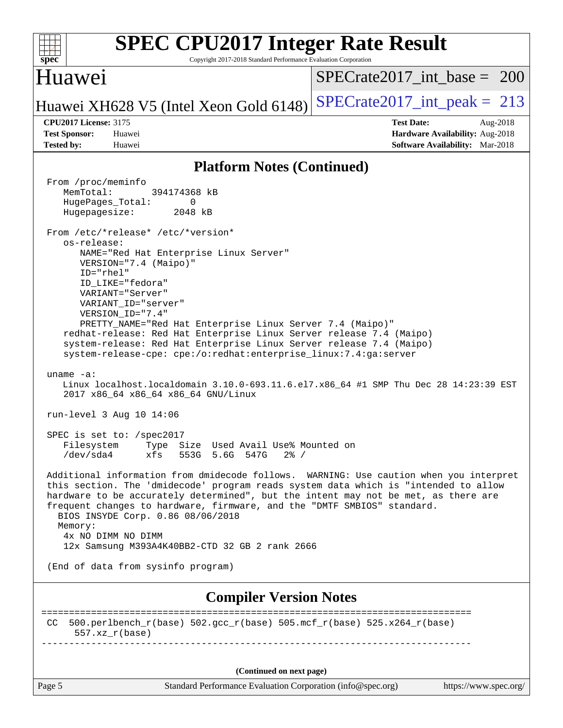# SPEC CPU2017 Integer Rate Result

Copyright 2017-2018 Standard Performance Evaluation Corporation

## Huawei

Huawei XH628 V5 (Intel Xeon Gold 6148)

SPECrate2017_int_base = 200

SPECrate2017_int_peak = 213

**CPU2017 License:** 3175
**Test Sponsor:** Huawei
**Tested by:** Huawei

**Test Date:** Aug-2018
**Hardware Availability:** Aug-2018
**Software Availability:** Mar-2018

## Platform Notes (Continued)

```
From /proc/meminfo
   MemTotal:       394174368 kB
   HugePages_Total:       0
   Hugepagesize:       2048 kB

From /etc/*release* /etc/*version*
   os-release:
      NAME="Red Hat Enterprise Linux Server"
      VERSION="7.4 (Maipo)"
      ID="rhel"
      ID_LIKE="fedora"
      VARIANT="Server"
      VARIANT_ID="server"
      VERSION_ID="7.4"
      PRETTY_NAME="Red Hat Enterprise Linux Server 7.4 (Maipo)"
   redhat-release: Red Hat Enterprise Linux Server release 7.4 (Maipo)
   system-release: Red Hat Enterprise Linux Server release 7.4 (Maipo)
   system-release-cpe: cpe:/o:redhat:enterprise_linux:7.4:ga:server

uname -a:
   Linux localhost.localdomain 3.10.0-693.11.6.el7.x86_64 #1 SMP Thu Dec 28 14:23:39 EST
   2017 x86_64 x86_64 x86_64 GNU/Linux

run-level 3 Aug 10 14:06

SPEC is set to: /spec2017
   Filesystem     Type  Size  Used Avail Use% Mounted on
   /dev/sda4      xfs   553G  5.6G  547G   2% /

Additional information from dmidecode follows.  WARNING: Use caution when you interpret
this section. The 'dmidecode' program reads system data which is "intended to allow
hardware to be accurately determined", but the intent may not be met, as there are
frequent changes to hardware, firmware, and the "DMTF SMBIOS" standard.
  BIOS INSYDE Corp. 0.86 08/06/2018
  Memory:
   4x NO DIMM NO DIMM
   12x Samsung M393A4K40BB2-CTD 32 GB 2 rank 2666

(End of data from sysinfo program)
```

## Compiler Version Notes

```
==============================================================================
CC  500.perlbench_r(base) 502.gcc_r(base) 505.mcf_r(base) 525.x264_r(base)
      557.xz_r(base)
------------------------------------------------------------------------------
```

(Continued on next page)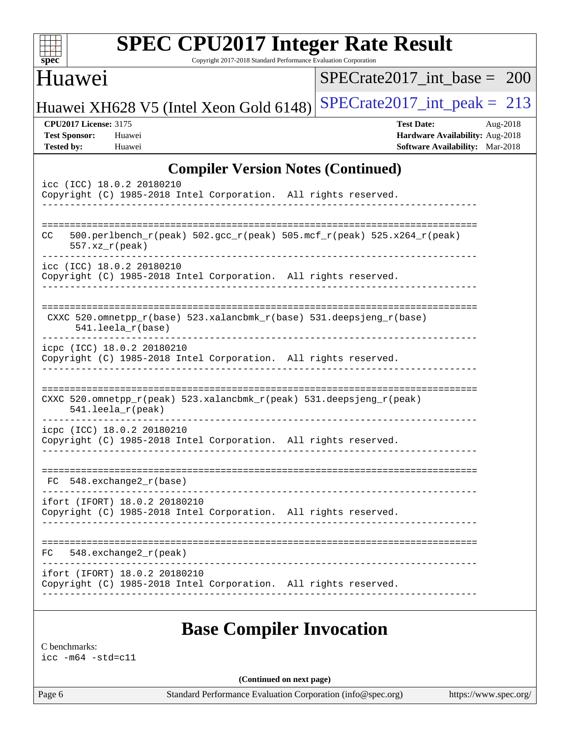## Compiler Version Notes (Continued)

```
icc (ICC) 18.0.2 20180210
Copyright (C) 1985-2018 Intel Corporation.  All rights reserved.
------------------------------------------------------------------------------

==============================================================================
CC   500.perlbench_r(peak) 502.gcc_r(peak) 505.mcf_r(peak) 525.x264_r(peak)
     557.xz_r(peak)
------------------------------------------------------------------------------
icc (ICC) 18.0.2 20180210
Copyright (C) 1985-2018 Intel Corporation.  All rights reserved.
------------------------------------------------------------------------------

==============================================================================
 CXXC 520.omnetpp_r(base) 523.xalancbmk_r(base) 531.deepsjeng_r(base)
      541.leela_r(base)
------------------------------------------------------------------------------
icpc (ICC) 18.0.2 20180210
Copyright (C) 1985-2018 Intel Corporation.  All rights reserved.
------------------------------------------------------------------------------

==============================================================================
CXXC 520.omnetpp_r(peak) 523.xalancbmk_r(peak) 531.deepsjeng_r(peak)
     541.leela_r(peak)
------------------------------------------------------------------------------
icpc (ICC) 18.0.2 20180210
Copyright (C) 1985-2018 Intel Corporation.  All rights reserved.
------------------------------------------------------------------------------

==============================================================================
 FC  548.exchange2_r(base)
------------------------------------------------------------------------------
ifort (IFORT) 18.0.2 20180210
Copyright (C) 1985-2018 Intel Corporation.  All rights reserved.
------------------------------------------------------------------------------

==============================================================================
FC   548.exchange2_r(peak)
------------------------------------------------------------------------------
ifort (IFORT) 18.0.2 20180210
Copyright (C) 1985-2018 Intel Corporation.  All rights reserved.
------------------------------------------------------------------------------
```

## Base Compiler Invocation

C benchmarks:
icc -m64 -std=c11

(Continued on next page)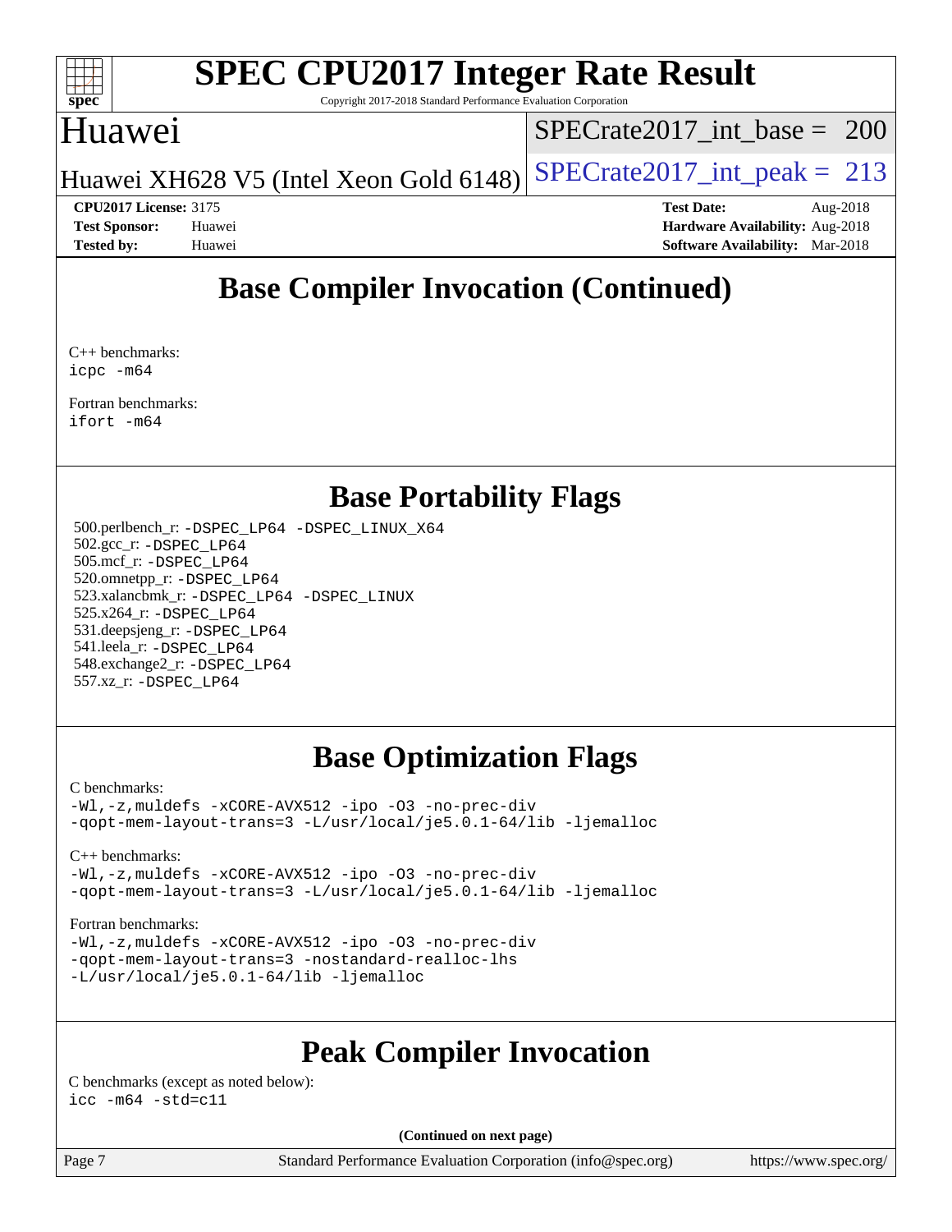## Base Compiler Invocation (Continued)

C++ benchmarks:
icpc -m64

Fortran benchmarks:
ifort -m64

## Base Portability Flags

500.perlbench_r: -DSPEC_LP64 -DSPEC_LINUX_X64
502.gcc_r: -DSPEC_LP64
505.mcf_r: -DSPEC_LP64
520.omnetpp_r: -DSPEC_LP64
523.xalancbmk_r: -DSPEC_LP64 -DSPEC_LINUX
525.x264_r: -DSPEC_LP64
531.deepsjeng_r: -DSPEC_LP64
541.leela_r: -DSPEC_LP64
548.exchange2_r: -DSPEC_LP64
557.xz_r: -DSPEC_LP64

## Base Optimization Flags

C benchmarks:
-Wl,-z,muldefs -xCORE-AVX512 -ipo -O3 -no-prec-div
-qopt-mem-layout-trans=3 -L/usr/local/je5.0.1-64/lib -ljemalloc

C++ benchmarks:
-Wl,-z,muldefs -xCORE-AVX512 -ipo -O3 -no-prec-div
-qopt-mem-layout-trans=3 -L/usr/local/je5.0.1-64/lib -ljemalloc

Fortran benchmarks:
-Wl,-z,muldefs -xCORE-AVX512 -ipo -O3 -no-prec-div
-qopt-mem-layout-trans=3 -nostandard-realloc-lhs
-L/usr/local/je5.0.1-64/lib -ljemalloc

## Peak Compiler Invocation

C benchmarks (except as noted below):
icc -m64 -std=c11

(Continued on next page)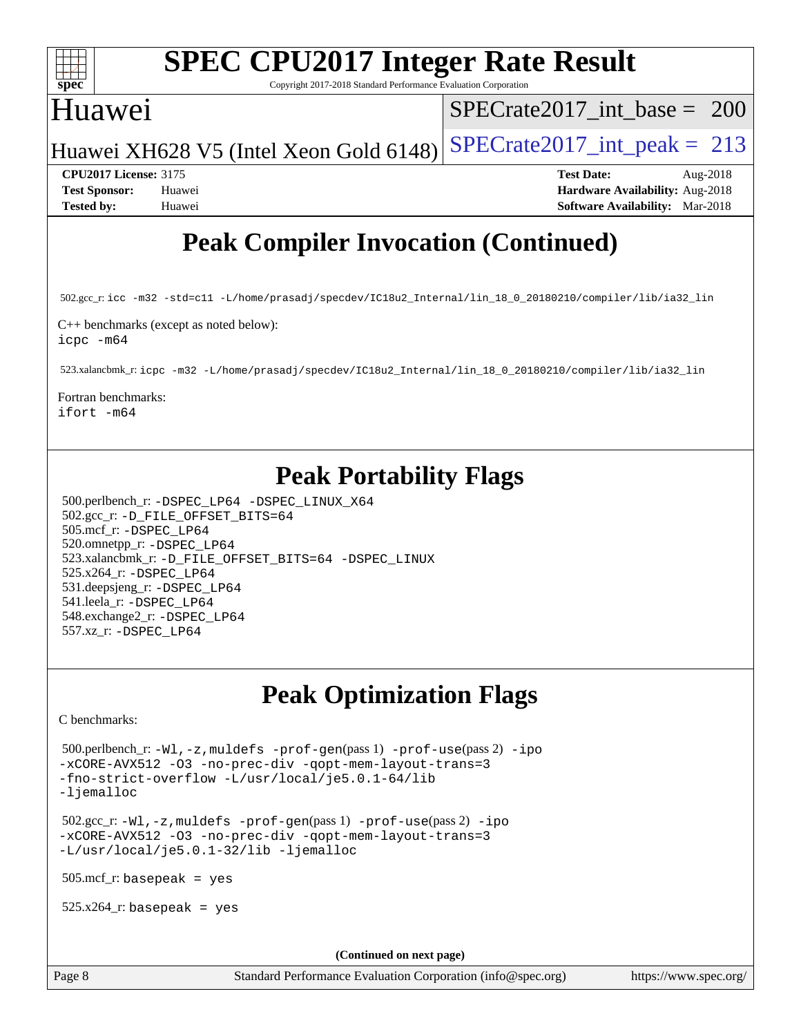# Peak Compiler Invocation (Continued)

502.gcc_r: icc -m32 -std=c11 -L/home/prasadj/specdev/IC18u2_Internal/lin_18_0_20180210/compiler/lib/ia32_lin

C++ benchmarks (except as noted below):
icpc -m64

523.xalancbmk_r: icpc -m32 -L/home/prasadj/specdev/IC18u2_Internal/lin_18_0_20180210/compiler/lib/ia32_lin

Fortran benchmarks:
ifort -m64

# Peak Portability Flags

500.perlbench_r: -DSPEC_LP64 -DSPEC_LINUX_X64
502.gcc_r: -D_FILE_OFFSET_BITS=64
505.mcf_r: -DSPEC_LP64
520.omnetpp_r: -DSPEC_LP64
523.xalancbmk_r: -D_FILE_OFFSET_BITS=64 -DSPEC_LINUX
525.x264_r: -DSPEC_LP64
531.deepsjeng_r: -DSPEC_LP64
541.leela_r: -DSPEC_LP64
548.exchange2_r: -DSPEC_LP64
557.xz_r: -DSPEC_LP64

# Peak Optimization Flags

C benchmarks:

500.perlbench_r: -Wl,-z,muldefs -prof-gen(pass 1) -prof-use(pass 2) -ipo -xCORE-AVX512 -O3 -no-prec-div -qopt-mem-layout-trans=3 -fno-strict-overflow -L/usr/local/je5.0.1-64/lib -ljemalloc

502.gcc_r: -Wl,-z,muldefs -prof-gen(pass 1) -prof-use(pass 2) -ipo -xCORE-AVX512 -O3 -no-prec-div -qopt-mem-layout-trans=3 -L/usr/local/je5.0.1-32/lib -ljemalloc

505.mcf_r: basepeak = yes

525.x264_r: basepeak = yes

**(Continued on next page)**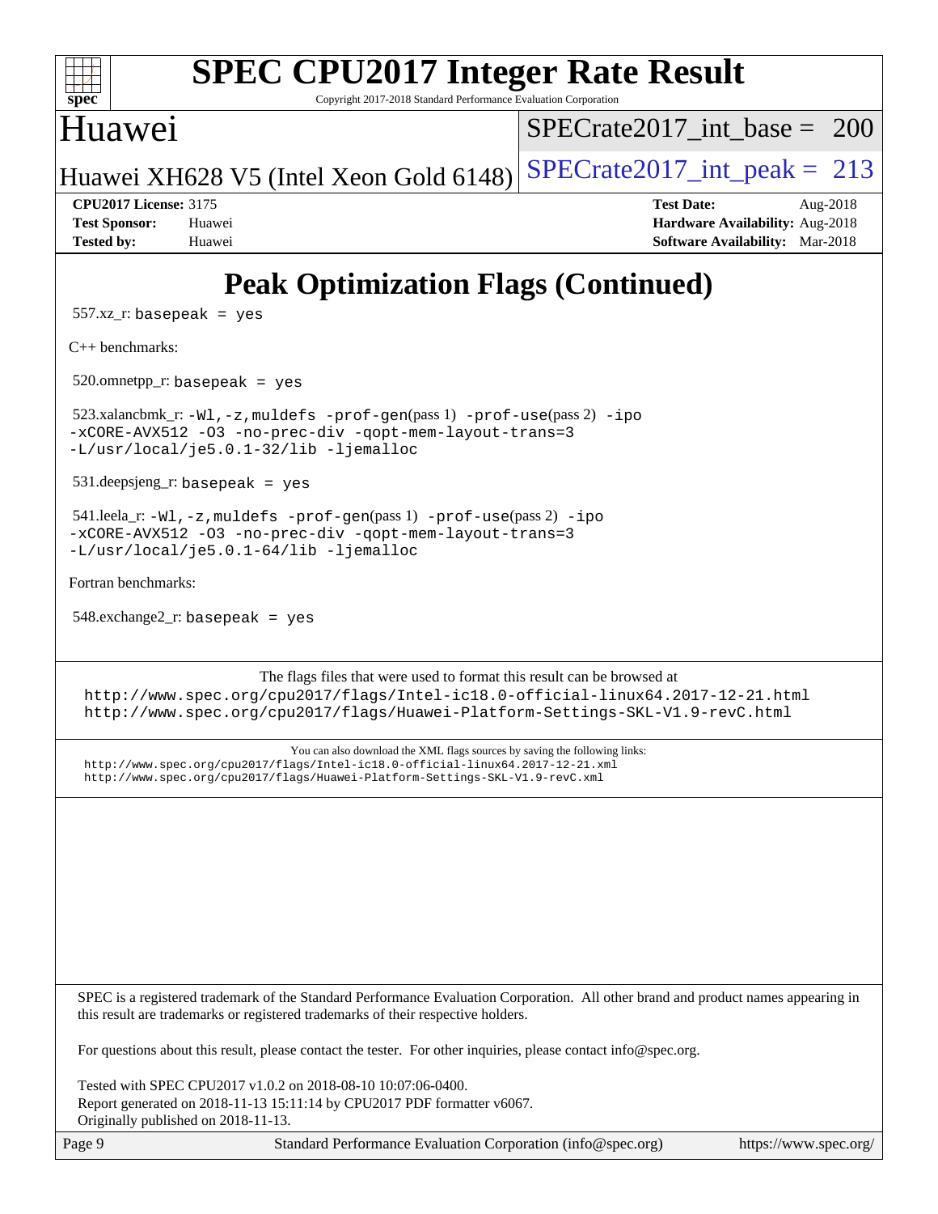# Peak Optimization Flags (Continued)

557.xz_r: basepeak = yes

C++ benchmarks:

520.omnetpp_r: basepeak = yes

523.xalancbmk_r: -Wl,-z,muldefs -prof-gen(pass 1) -prof-use(pass 2) -ipo -xCORE-AVX512 -O3 -no-prec-div -qopt-mem-layout-trans=3 -L/usr/local/je5.0.1-32/lib -ljemalloc

531.deepsjeng_r: basepeak = yes

541.leela_r: -Wl,-z,muldefs -prof-gen(pass 1) -prof-use(pass 2) -ipo -xCORE-AVX512 -O3 -no-prec-div -qopt-mem-layout-trans=3 -L/usr/local/je5.0.1-64/lib -ljemalloc

Fortran benchmarks:

548.exchange2_r: basepeak = yes

The flags files that were used to format this result can be browsed at
http://www.spec.org/cpu2017/flags/Intel-ic18.0-official-linux64.2017-12-21.html
http://www.spec.org/cpu2017/flags/Huawei-Platform-Settings-SKL-V1.9-revC.html

You can also download the XML flags sources by saving the following links:
http://www.spec.org/cpu2017/flags/Intel-ic18.0-official-linux64.2017-12-21.xml
http://www.spec.org/cpu2017/flags/Huawei-Platform-Settings-SKL-V1.9-revC.xml

SPEC is a registered trademark of the Standard Performance Evaluation Corporation. All other brand and product names appearing in this result are trademarks or registered trademarks of their respective holders.

For questions about this result, please contact the tester. For other inquiries, please contact info@spec.org.

Tested with SPEC CPU2017 v1.0.2 on 2018-08-10 10:07:06-0400.
Report generated on 2018-11-13 15:11:14 by CPU2017 PDF formatter v6067.
Originally published on 2018-11-13.